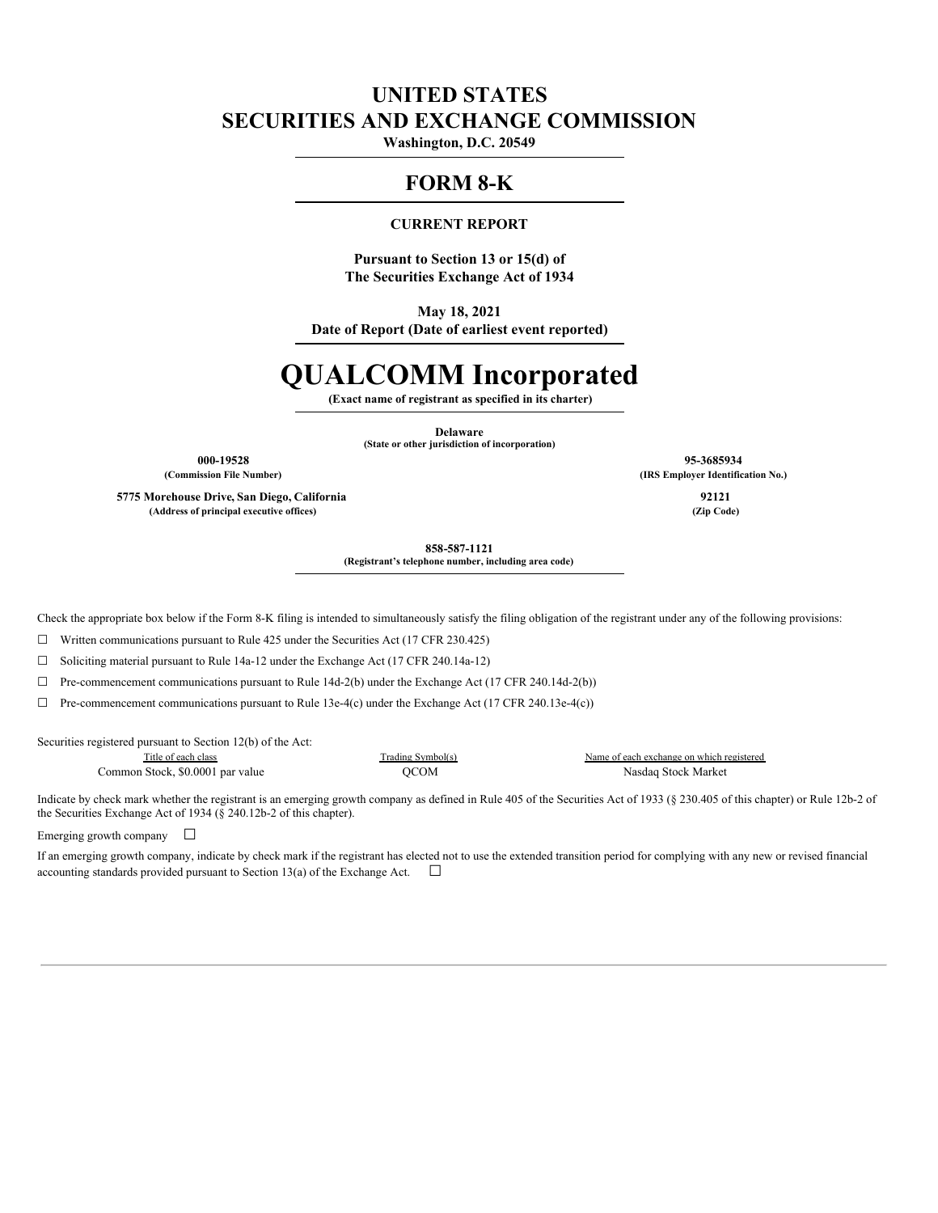# UNITED STATES
# SECURITIES AND EXCHANGE COMMISSION

**Washington, D.C. 20549**

## FORM 8-K

**CURRENT REPORT**

**Pursuant to Section 13 or 15(d) of**
**The Securities Exchange Act of 1934**

**May 18, 2021**
**Date of Report (Date of earliest event reported)**

# QUALCOMM Incorporated

**(Exact name of registrant as specified in its charter)**

**Delaware**
**(State or other jurisdiction of incorporation)**

| | |
|---|---|
| **000-19528** | **95-3685934** |
| **(Commission File Number)** | **(IRS Employer Identification No.)** |
| **5775 Morehouse Drive, San Diego, California** | **92121** |
| **(Address of principal executive offices)** | **(Zip Code)** |

**858-587-1121**
**(Registrant's telephone number, including area code)**

Check the appropriate box below if the Form 8-K filing is intended to simultaneously satisfy the filing obligation of the registrant under any of the following provisions:

☐ Written communications pursuant to Rule 425 under the Securities Act (17 CFR 230.425)

☐ Soliciting material pursuant to Rule 14a-12 under the Exchange Act (17 CFR 240.14a-12)

☐ Pre-commencement communications pursuant to Rule 14d-2(b) under the Exchange Act (17 CFR 240.14d-2(b))

☐ Pre-commencement communications pursuant to Rule 13e-4(c) under the Exchange Act (17 CFR 240.13e-4(c))

Securities registered pursuant to Section 12(b) of the Act:

| Title of each class | Trading Symbol(s) | Name of each exchange on which registered |
|---|---|---|
| Common Stock, $0.0001 par value | QCOM | Nasdaq Stock Market |

Indicate by check mark whether the registrant is an emerging growth company as defined in Rule 405 of the Securities Act of 1933 (§ 230.405 of this chapter) or Rule 12b-2 of the Securities Exchange Act of 1934 (§ 240.12b-2 of this chapter).

Emerging growth company ☐

If an emerging growth company, indicate by check mark if the registrant has elected not to use the extended transition period for complying with any new or revised financial accounting standards provided pursuant to Section 13(a) of the Exchange Act. ☐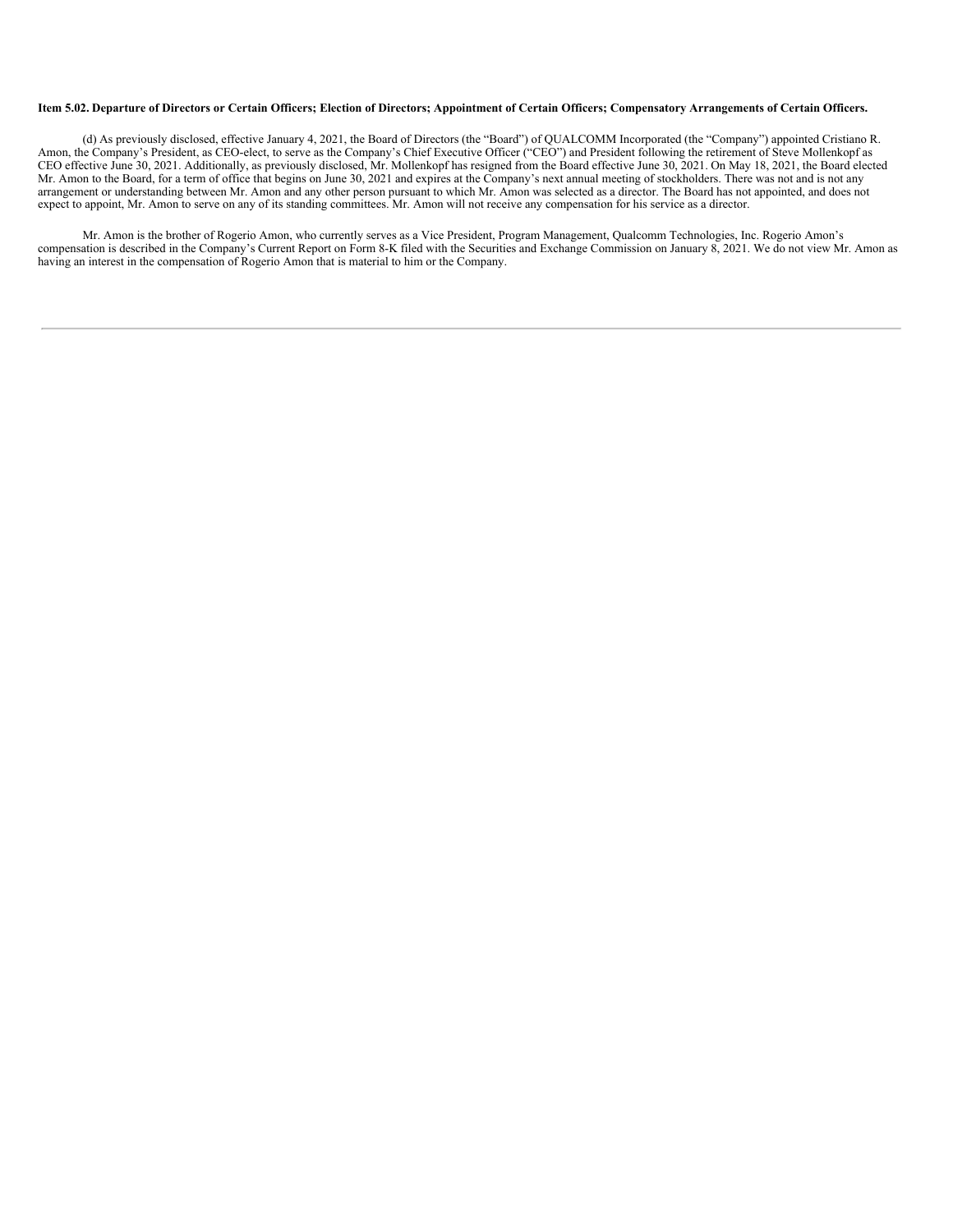**Item 5.02. Departure of Directors or Certain Officers; Election of Directors; Appointment of Certain Officers; Compensatory Arrangements of Certain Officers.**

(d) As previously disclosed, effective January 4, 2021, the Board of Directors (the "Board") of QUALCOMM Incorporated (the "Company") appointed Cristiano R. Amon, the Company's President, as CEO-elect, to serve as the Company's Chief Executive Officer ("CEO") and President following the retirement of Steve Mollenkopf as CEO effective June 30, 2021. Additionally, as previously disclosed, Mr. Mollenkopf has resigned from the Board effective June 30, 2021. On May 18, 2021, the Board elected Mr. Amon to the Board, for a term of office that begins on June 30, 2021 and expires at the Company's next annual meeting of stockholders. There was not and is not any arrangement or understanding between Mr. Amon and any other person pursuant to which Mr. Amon was selected as a director. The Board has not appointed, and does not expect to appoint, Mr. Amon to serve on any of its standing committees. Mr. Amon will not receive any compensation for his service as a director.

Mr. Amon is the brother of Rogerio Amon, who currently serves as a Vice President, Program Management, Qualcomm Technologies, Inc. Rogerio Amon's compensation is described in the Company's Current Report on Form 8-K filed with the Securities and Exchange Commission on January 8, 2021. We do not view Mr. Amon as having an interest in the compensation of Rogerio Amon that is material to him or the Company.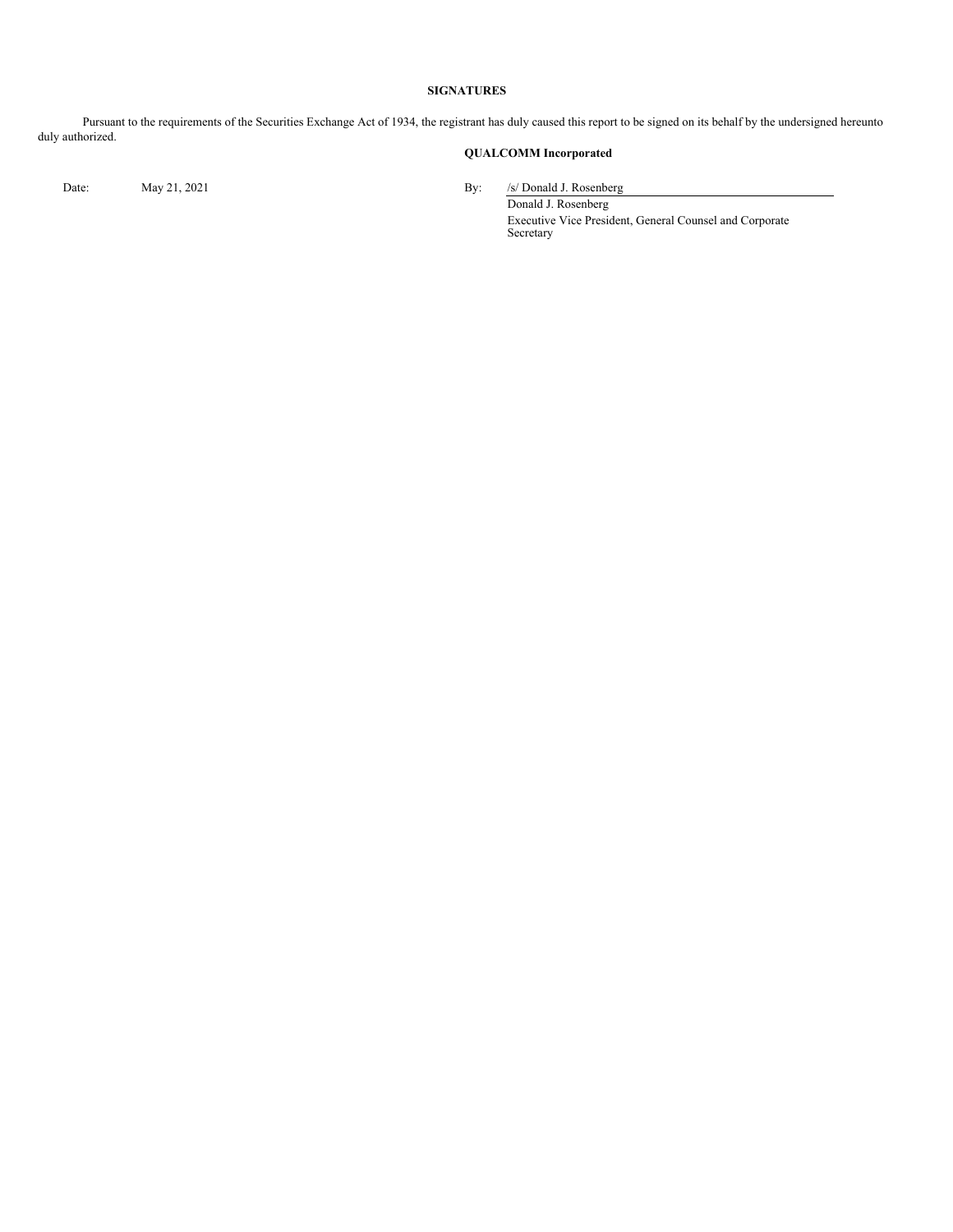**SIGNATURES**

Pursuant to the requirements of the Securities Exchange Act of 1934, the registrant has duly caused this report to be signed on its behalf by the undersigned hereunto duly authorized.

**QUALCOMM Incorporated**

| | | | |
|---|---|---|---|
| Date: | May 21, 2021 | By: | /s/ Donald J. Rosenberg |
| | | | Donald J. Rosenberg |
| | | | Executive Vice President, General Counsel and Corporate Secretary |